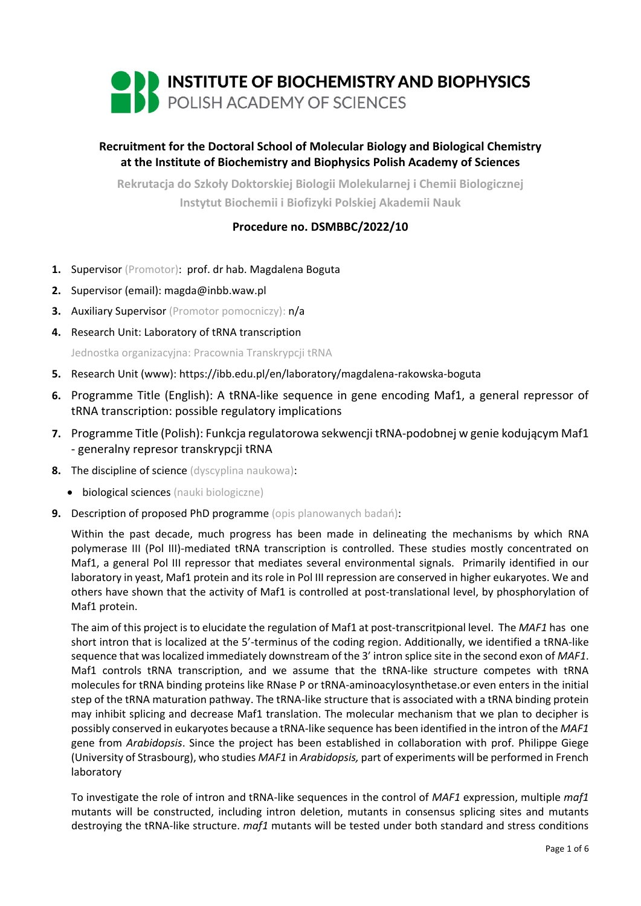# INSTITUTE OF BIOCHEMISTRY AND BIOPHYSICS
POLISH ACADEMY OF SCIENCES

## Recruitment for the Doctoral School of Molecular Biology and Biological Chemistry at the Institute of Biochemistry and Biophysics Polish Academy of Sciences

Rekrutacja do Szkoły Doktorskiej Biologii Molekularnej i Chemii Biologicznej Instytut Biochemii i Biofizyki Polskiej Akademii Nauk

### Procedure no. DSMBBC/2022/10

1. Supervisor (Promotor): prof. dr hab. Magdalena Boguta
2. Supervisor (email): magda@inbb.waw.pl
3. Auxiliary Supervisor (Promotor pomocniczy): n/a
4. Research Unit: Laboratory of tRNA transcription

   Jednostka organizacyjna: Pracownia Transkrypcji tRNA
5. Research Unit (www): https://ibb.edu.pl/en/laboratory/magdalena-rakowska-boguta
6. Programme Title (English): A tRNA-like sequence in gene encoding Maf1, a general repressor of tRNA transcription: possible regulatory implications
7. Programme Title (Polish): Funkcja regulatorowa sekwencji tRNA-podobnej w genie kodującym Maf1 - generalny represor transkrypcji tRNA
8. The discipline of science (dyscyplina naukowa):
   - biological sciences (nauki biologiczne)
9. Description of proposed PhD programme (opis planowanych badań):

   Within the past decade, much progress has been made in delineating the mechanisms by which RNA polymerase III (Pol III)-mediated tRNA transcription is controlled. These studies mostly concentrated on Maf1, a general Pol III repressor that mediates several environmental signals. Primarily identified in our laboratory in yeast, Maf1 protein and its role in Pol III repression are conserved in higher eukaryotes. We and others have shown that the activity of Maf1 is controlled at post-translational level, by phosphorylation of Maf1 protein.

   The aim of this project is to elucidate the regulation of Maf1 at post-transcritpional level. The *MAF1* has one short intron that is localized at the 5'-terminus of the coding region. Additionally, we identified a tRNA-like sequence that was localized immediately downstream of the 3' intron splice site in the second exon of *MAF1*. Maf1 controls tRNA transcription, and we assume that the tRNA-like structure competes with tRNA molecules for tRNA binding proteins like RNase P or tRNA-aminoacylosynthetase.or even enters in the initial step of the tRNA maturation pathway. The tRNA-like structure that is associated with a tRNA binding protein may inhibit splicing and decrease Maf1 translation. The molecular mechanism that we plan to decipher is possibly conserved in eukaryotes because a tRNA-like sequence has been identified in the intron of the *MAF1* gene from *Arabidopsis*. Since the project has been established in collaboration with prof. Philippe Giege (University of Strasbourg), who studies *MAF1* in *Arabidopsis,* part of experiments will be performed in French laboratory

   To investigate the role of intron and tRNA-like sequences in the control of *MAF1* expression, multiple *maf1* mutants will be constructed, including intron deletion, mutants in consensus splicing sites and mutants destroying the tRNA-like structure. *maf1* mutants will be tested under both standard and stress conditions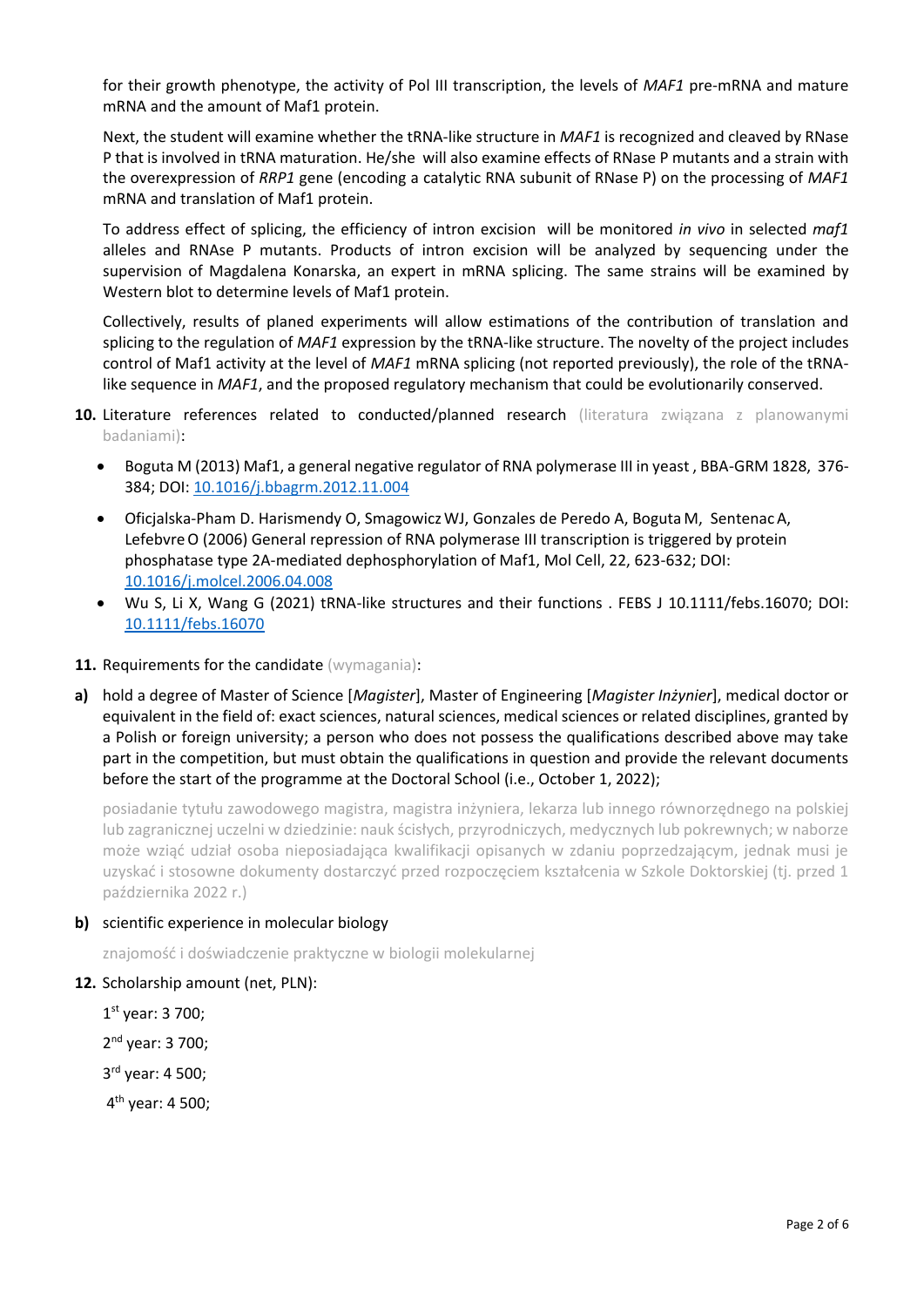for their growth phenotype, the activity of Pol III transcription, the levels of *MAF1* pre-mRNA and mature mRNA and the amount of Maf1 protein.

Next, the student will examine whether the tRNA-like structure in *MAF1* is recognized and cleaved by RNase P that is involved in tRNA maturation. He/she will also examine effects of RNase P mutants and a strain with the overexpression of *RRP1* gene (encoding a catalytic RNA subunit of RNase P) on the processing of *MAF1* mRNA and translation of Maf1 protein.

To address effect of splicing, the efficiency of intron excision will be monitored *in vivo* in selected *maf1* alleles and RNAse P mutants. Products of intron excision will be analyzed by sequencing under the supervision of Magdalena Konarska, an expert in mRNA splicing. The same strains will be examined by Western blot to determine levels of Maf1 protein.

Collectively, results of planed experiments will allow estimations of the contribution of translation and splicing to the regulation of *MAF1* expression by the tRNA-like structure. The novelty of the project includes control of Maf1 activity at the level of *MAF1* mRNA splicing (not reported previously), the role of the tRNA-like sequence in *MAF1*, and the proposed regulatory mechanism that could be evolutionarily conserved.

**10.** Literature references related to conducted/planned research (literatura związana z planowanymi badaniami):

- Boguta M (2013) Maf1, a general negative regulator of RNA polymerase III in yeast , BBA-GRM 1828, 376-384; DOI: 10.1016/j.bbagrm.2012.11.004
- Oficjalska-Pham D. Harismendy O, Smagowicz WJ, Gonzales de Peredo A, Boguta M, Sentenac A, Lefebvre O (2006) General repression of RNA polymerase III transcription is triggered by protein phosphatase type 2A-mediated dephosphorylation of Maf1, Mol Cell, 22, 623-632; DOI: 10.1016/j.molcel.2006.04.008
- Wu S, Li X, Wang G (2021) tRNA-like structures and their functions . FEBS J 10.1111/febs.16070; DOI: 10.1111/febs.16070

**11.** Requirements for the candidate (wymagania):

**a)** hold a degree of Master of Science [*Magister*], Master of Engineering [*Magister Inżynier*], medical doctor or equivalent in the field of: exact sciences, natural sciences, medical sciences or related disciplines, granted by a Polish or foreign university; a person who does not possess the qualifications described above may take part in the competition, but must obtain the qualifications in question and provide the relevant documents before the start of the programme at the Doctoral School (i.e., October 1, 2022);

posiadanie tytułu zawodowego magistra, magistra inżyniera, lekarza lub innego równorzędnego na polskiej lub zagranicznej uczelni w dziedzinie: nauk ścisłych, przyrodniczych, medycznych lub pokrewnych; w naborze może wziąć udział osoba nieposiadająca kwalifikacji opisanych w zdaniu poprzedzającym, jednak musi je uzyskać i stosowne dokumenty dostarczyć przed rozpoczęciem kształcenia w Szkole Doktorskiej (tj. przed 1 października 2022 r.)

**b)** scientific experience in molecular biology

znajomość i doświadczenie praktyczne w biologii molekularnej

**12.** Scholarship amount (net, PLN):

1st year: 3 700;

2nd year: 3 700;

3rd year: 4 500;

4th year: 4 500;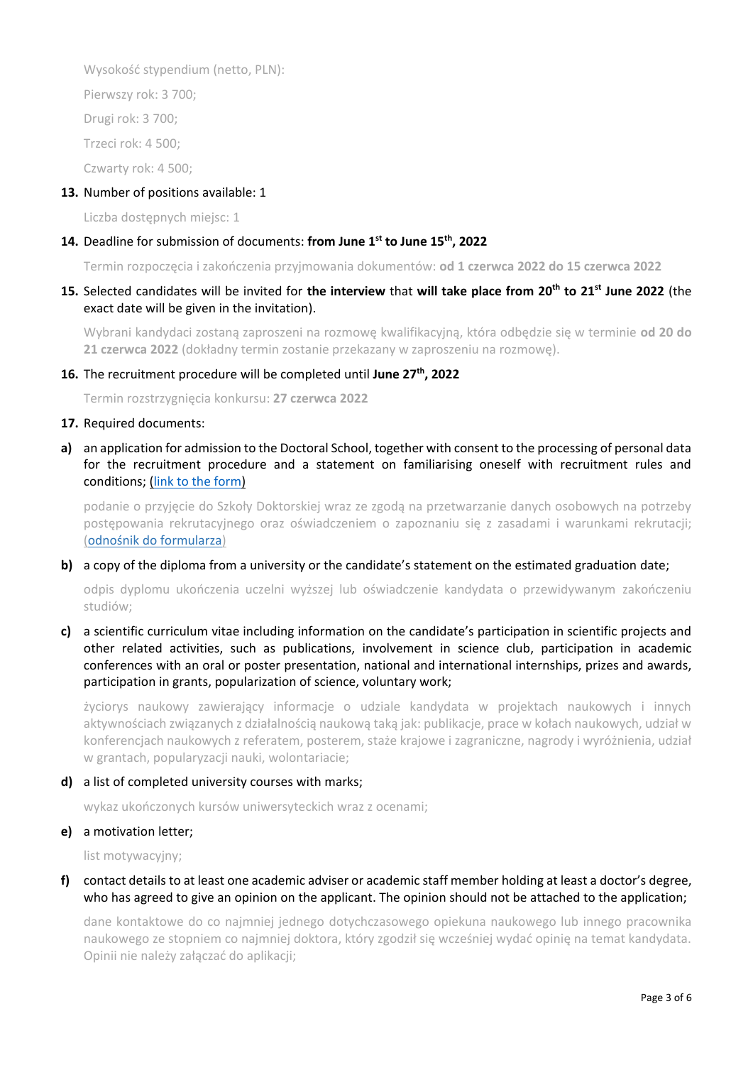Wysokość stypendium (netto, PLN):

Pierwszy rok: 3 700;

Drugi rok: 3 700;

Trzeci rok: 4 500;

Czwarty rok: 4 500;

**13.** Number of positions available: 1

Liczba dostępnych miejsc: 1

**14.** Deadline for submission of documents: **from June 1st to June 15th, 2022**

Termin rozpoczęcia i zakończenia przyjmowania dokumentów: **od 1 czerwca 2022 do 15 czerwca 2022**

**15.** Selected candidates will be invited for **the interview** that **will take place from 20th to 21st June 2022** (the exact date will be given in the invitation).

Wybrani kandydaci zostaną zaproszeni na rozmowę kwalifikacyjną, która odbędzie się w terminie **od 20 do 21 czerwca 2022** (dokładny termin zostanie przekazany w zaproszeniu na rozmowę).

**16.** The recruitment procedure will be completed until **June 27th, 2022**

Termin rozstrzygnięcia konkursu: **27 czerwca 2022**

**17.** Required documents:

**a)** an application for admission to the Doctoral School, together with consent to the processing of personal data for the recruitment procedure and a statement on familiarising oneself with recruitment rules and conditions; (link to the form)

podanie o przyjęcie do Szkoły Doktorskiej wraz ze zgodą na przetwarzanie danych osobowych na potrzeby postępowania rekrutacyjnego oraz oświadczeniem o zapoznaniu się z zasadami i warunkami rekrutacji; (odnośnik do formularza)

**b)** a copy of the diploma from a university or the candidate's statement on the estimated graduation date;

odpis dyplomu ukończenia uczelni wyższej lub oświadczenie kandydata o przewidywanym zakończeniu studiów;

**c)** a scientific curriculum vitae including information on the candidate's participation in scientific projects and other related activities, such as publications, involvement in science club, participation in academic conferences with an oral or poster presentation, national and international internships, prizes and awards, participation in grants, popularization of science, voluntary work;

życiorys naukowy zawierający informacje o udziale kandydata w projektach naukowych i innych aktywnościach związanych z działalnością naukową taką jak: publikacje, prace w kołach naukowych, udział w konferencjach naukowych z referatem, posterem, staże krajowe i zagraniczne, nagrody i wyróżnienia, udział w grantach, popularyzacji nauki, wolontariacie;

**d)** a list of completed university courses with marks;

wykaz ukończonych kursów uniwersyteckich wraz z ocenami;

**e)** a motivation letter;

list motywacyjny;

**f)** contact details to at least one academic adviser or academic staff member holding at least a doctor's degree, who has agreed to give an opinion on the applicant. The opinion should not be attached to the application;

dane kontaktowe do co najmniej jednego dotychczasowego opiekuna naukowego lub innego pracownika naukowego ze stopniem co najmniej doktora, który zgodził się wcześniej wydać opinię na temat kandydata. Opinii nie należy załączać do aplikacji;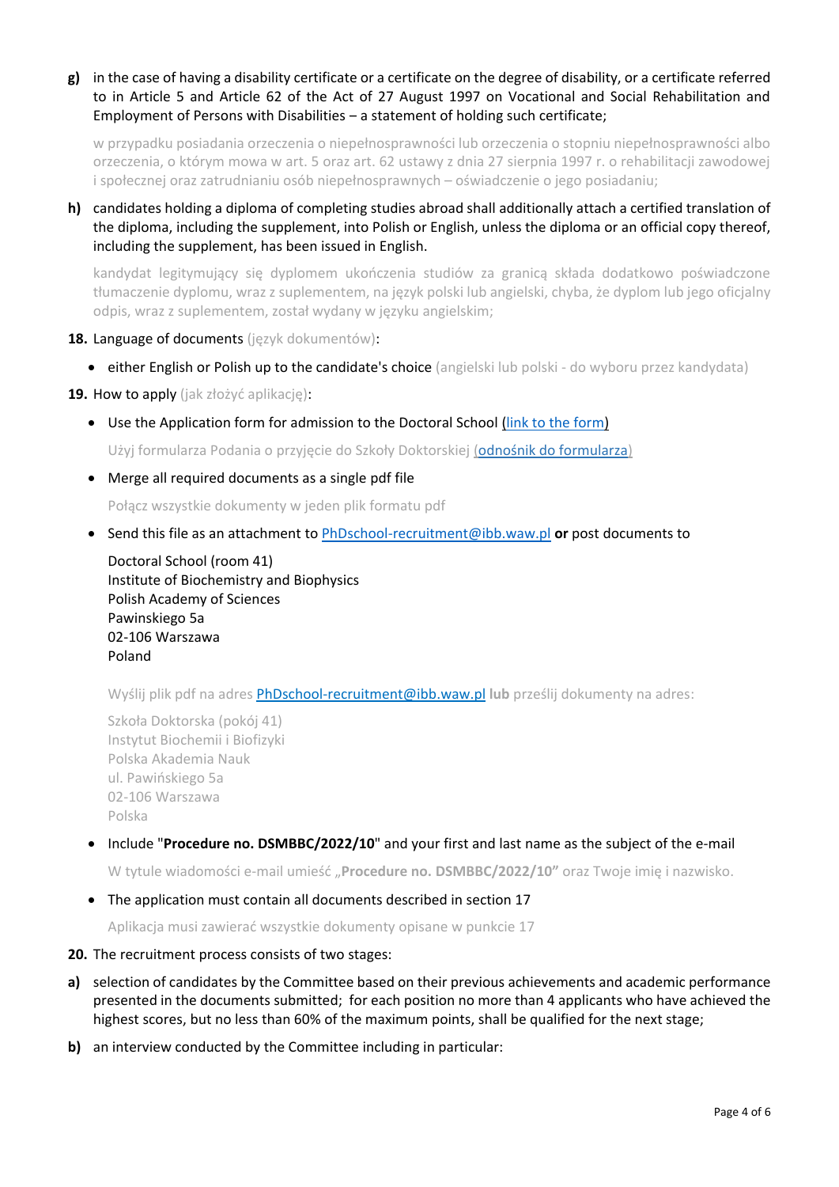**g)** in the case of having a disability certificate or a certificate on the degree of disability, or a certificate referred to in Article 5 and Article 62 of the Act of 27 August 1997 on Vocational and Social Rehabilitation and Employment of Persons with Disabilities – a statement of holding such certificate;

w przypadku posiadania orzeczenia o niepełnosprawności lub orzeczenia o stopniu niepełnosprawności albo orzeczenia, o którym mowa w art. 5 oraz art. 62 ustawy z dnia 27 sierpnia 1997 r. o rehabilitacji zawodowej i społecznej oraz zatrudnianiu osób niepełnosprawnych – oświadczenie o jego posiadaniu;

**h)** candidates holding a diploma of completing studies abroad shall additionally attach a certified translation of the diploma, including the supplement, into Polish or English, unless the diploma or an official copy thereof, including the supplement, has been issued in English.

kandydat legitymujący się dyplomem ukończenia studiów za granicą składa dodatkowo poświadczone tłumaczenie dyplomu, wraz z suplementem, na język polski lub angielski, chyba, że dyplom lub jego oficjalny odpis, wraz z suplementem, został wydany w języku angielskim;

**18.** Language of documents (język dokumentów):

- either English or Polish up to the candidate's choice (angielski lub polski - do wyboru przez kandydata)

**19.** How to apply (jak złożyć aplikację):

- Use the Application form for admission to the Doctoral School (link to the form)

  Użyj formularza Podania o przyjęcie do Szkoły Doktorskiej (odnośnik do formularza)

- Merge all required documents as a single pdf file

  Połącz wszystkie dokumenty w jeden plik formatu pdf

- Send this file as an attachment to PhDschool-recruitment@ibb.waw.pl **or** post documents to

  Doctoral School (room 41)
  Institute of Biochemistry and Biophysics
  Polish Academy of Sciences
  Pawinskiego 5a
  02-106 Warszawa
  Poland

  Wyślij plik pdf na adres PhDschool-recruitment@ibb.waw.pl **lub** prześlij dokumenty na adres:

  Szkoła Doktorska (pokój 41)
  Instytut Biochemii i Biofizyki
  Polska Akademia Nauk
  ul. Pawińskiego 5a
  02-106 Warszawa
  Polska

- Include "**Procedure no. DSMBBC/2022/10**" and your first and last name as the subject of the e-mail

  W tytule wiadomości e-mail umieść „**Procedure no. DSMBBC/2022/10**" oraz Twoje imię i nazwisko.

- The application must contain all documents described in section 17

  Aplikacja musi zawierać wszystkie dokumenty opisane w punkcie 17

**20.** The recruitment process consists of two stages:

**a)** selection of candidates by the Committee based on their previous achievements and academic performance presented in the documents submitted; for each position no more than 4 applicants who have achieved the highest scores, but no less than 60% of the maximum points, shall be qualified for the next stage;

**b)** an interview conducted by the Committee including in particular: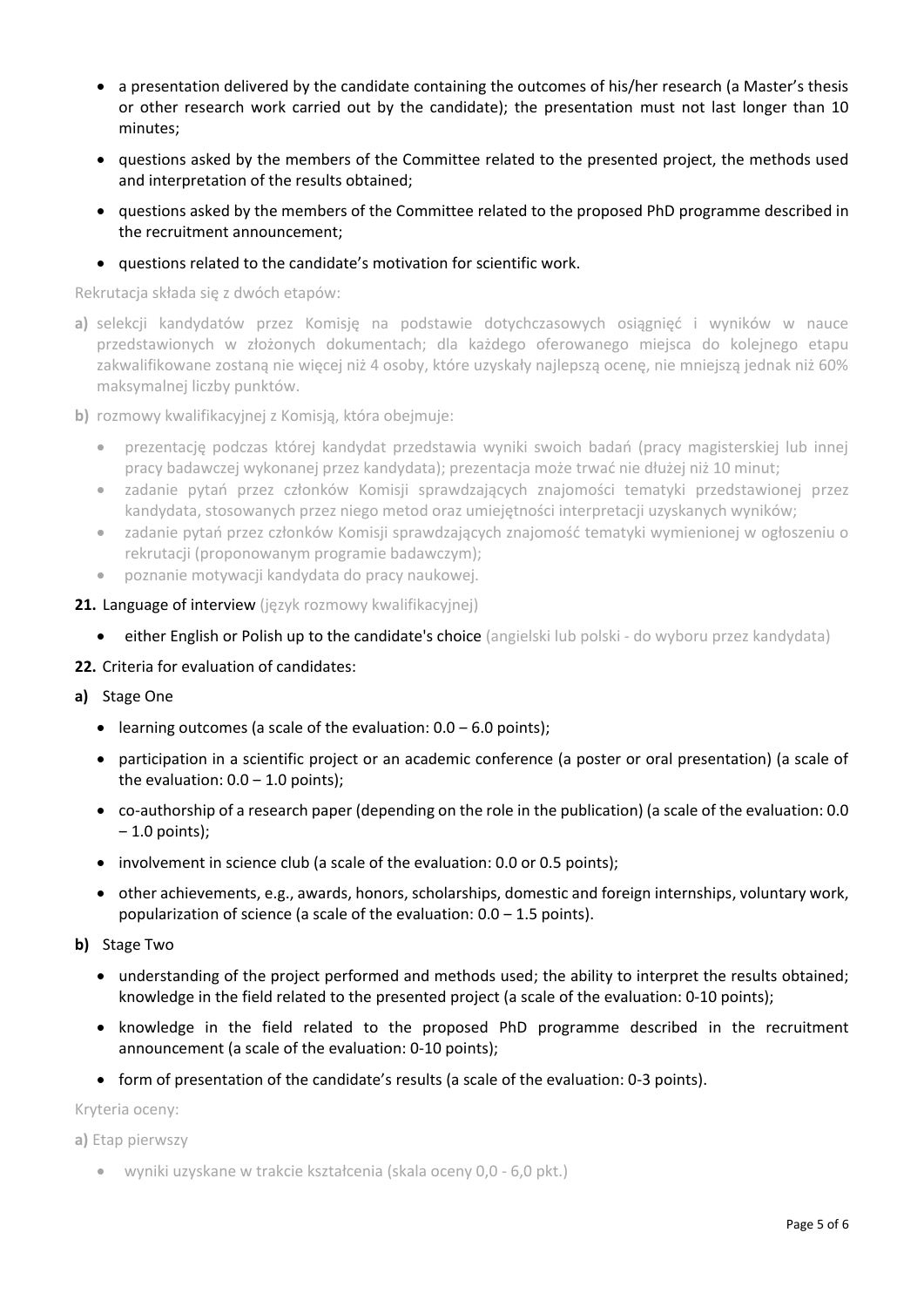- a presentation delivered by the candidate containing the outcomes of his/her research (a Master's thesis or other research work carried out by the candidate); the presentation must not last longer than 10 minutes;
- questions asked by the members of the Committee related to the presented project, the methods used and interpretation of the results obtained;
- questions asked by the members of the Committee related to the proposed PhD programme described in the recruitment announcement;
- questions related to the candidate's motivation for scientific work.

Rekrutacja składa się z dwóch etapów:

**a)** selekcji kandydatów przez Komisję na podstawie dotychczasowych osiągnięć i wyników w nauce przedstawionych w złożonych dokumentach; dla każdego oferowanego miejsca do kolejnego etapu zakwalifikowane zostaną nie więcej niż 4 osoby, które uzyskały najlepszą ocenę, nie mniejszą jednak niż 60% maksymalnej liczby punktów.

**b)** rozmowy kwalifikacyjnej z Komisją, która obejmuje:

- prezentację podczas której kandydat przedstawia wyniki swoich badań (pracy magisterskiej lub innej pracy badawczej wykonanej przez kandydata); prezentacja może trwać nie dłużej niż 10 minut;
- zadanie pytań przez członków Komisji sprawdzających znajomości tematyki przedstawionej przez kandydata, stosowanych przez niego metod oraz umiejętności interpretacji uzyskanych wyników;
- zadanie pytań przez członków Komisji sprawdzających znajomość tematyki wymienionej w ogłoszeniu o rekrutacji (proponowanym programie badawczym);
- poznanie motywacji kandydata do pracy naukowej.

**21.** Language of interview (język rozmowy kwalifikacyjnej)

- either English or Polish up to the candidate's choice (angielski lub polski - do wyboru przez kandydata)

**22.** Criteria for evaluation of candidates:

**a)** Stage One

- learning outcomes (a scale of the evaluation: 0.0 – 6.0 points);
- participation in a scientific project or an academic conference (a poster or oral presentation) (a scale of the evaluation: 0.0 – 1.0 points);
- co-authorship of a research paper (depending on the role in the publication) (a scale of the evaluation: 0.0 – 1.0 points);
- involvement in science club (a scale of the evaluation: 0.0 or 0.5 points);
- other achievements, e.g., awards, honors, scholarships, domestic and foreign internships, voluntary work, popularization of science (a scale of the evaluation: 0.0 – 1.5 points).

**b)** Stage Two

- understanding of the project performed and methods used; the ability to interpret the results obtained; knowledge in the field related to the presented project (a scale of the evaluation: 0-10 points);
- knowledge in the field related to the proposed PhD programme described in the recruitment announcement (a scale of the evaluation: 0-10 points);
- form of presentation of the candidate's results (a scale of the evaluation: 0-3 points).

Kryteria oceny:

**a)** Etap pierwszy

- wyniki uzyskane w trakcie kształcenia (skala oceny 0,0 - 6,0 pkt.)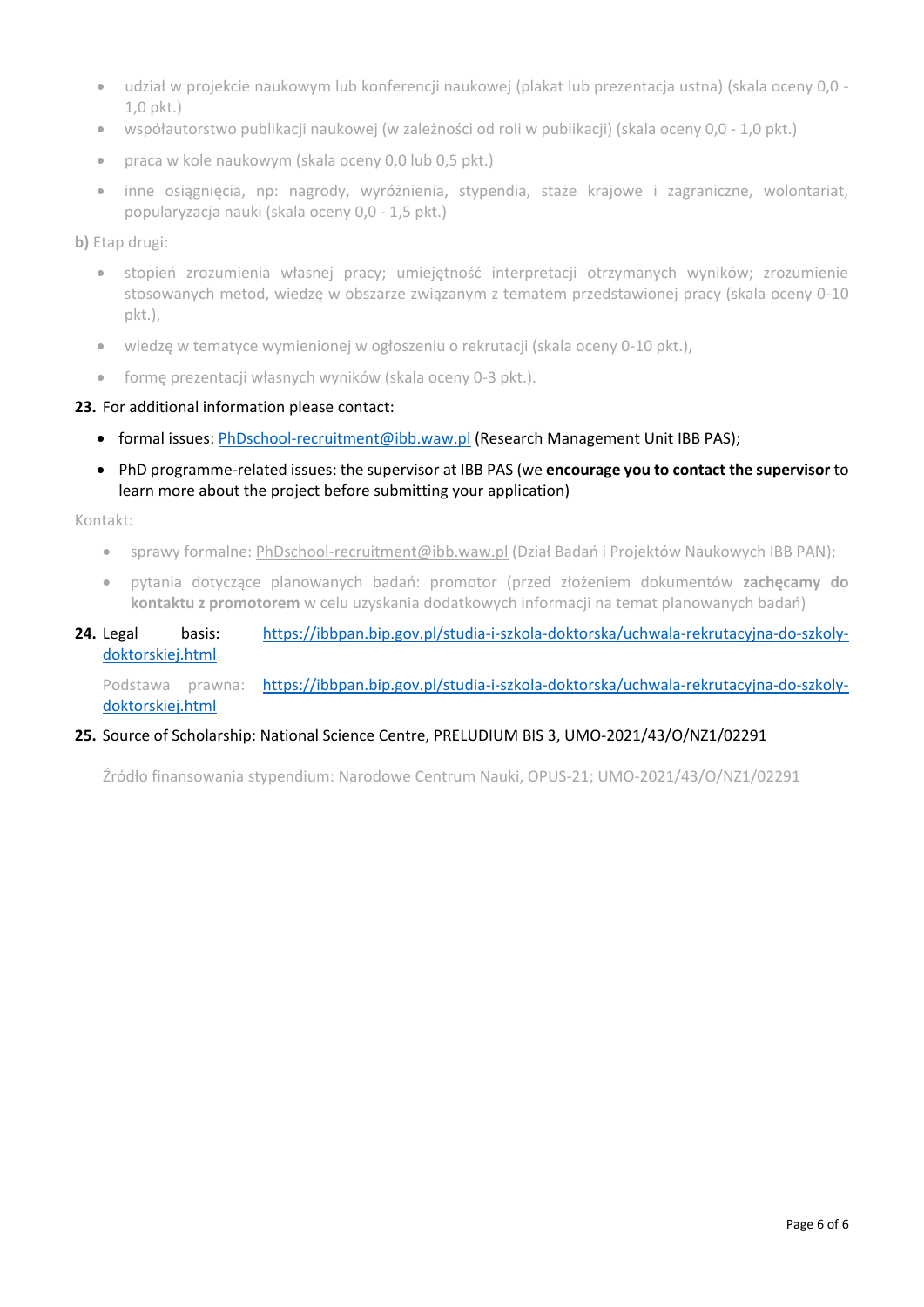- udział w projekcie naukowym lub konferencji naukowej (plakat lub prezentacja ustna) (skala oceny 0,0 - 1,0 pkt.)
- współautorstwo publikacji naukowej (w zależności od roli w publikacji) (skala oceny 0,0 - 1,0 pkt.)
- praca w kole naukowym (skala oceny 0,0 lub 0,5 pkt.)
- inne osiągnięcia, np: nagrody, wyróżnienia, stypendia, staże krajowe i zagraniczne, wolontariat, popularyzacja nauki (skala oceny 0,0 - 1,5 pkt.)

**b)** Etap drugi:

- stopień zrozumienia własnej pracy; umiejętność interpretacji otrzymanych wyników; zrozumienie stosowanych metod, wiedzę w obszarze związanym z tematem przedstawionej pracy (skala oceny 0-10 pkt.),
- wiedzę w tematyce wymienionej w ogłoszeniu o rekrutacji (skala oceny 0-10 pkt.),
- formę prezentacji własnych wyników (skala oceny 0-3 pkt.).

**23.** For additional information please contact:

- formal issues: PhDschool-recruitment@ibb.waw.pl (Research Management Unit IBB PAS);
- PhD programme-related issues: the supervisor at IBB PAS (we **encourage you to contact the supervisor** to learn more about the project before submitting your application)

Kontakt:

- sprawy formalne: PhDschool-recruitment@ibb.waw.pl (Dział Badań i Projektów Naukowych IBB PAN);
- pytania dotyczące planowanych badań: promotor (przed złożeniem dokumentów **zachęcamy do kontaktu z promotorem** w celu uzyskania dodatkowych informacji na temat planowanych badań)

**24.** Legal basis: https://ibbpan.bip.gov.pl/studia-i-szkola-doktorska/uchwala-rekrutacyjna-do-szkoly-doktorskiej.html

Podstawa prawna: https://ibbpan.bip.gov.pl/studia-i-szkola-doktorska/uchwala-rekrutacyjna-do-szkoly-doktorskiej.html

**25.** Source of Scholarship: National Science Centre, PRELUDIUM BIS 3, UMO-2021/43/O/NZ1/02291

Źródło finansowania stypendium: Narodowe Centrum Nauki, OPUS-21; UMO-2021/43/O/NZ1/02291